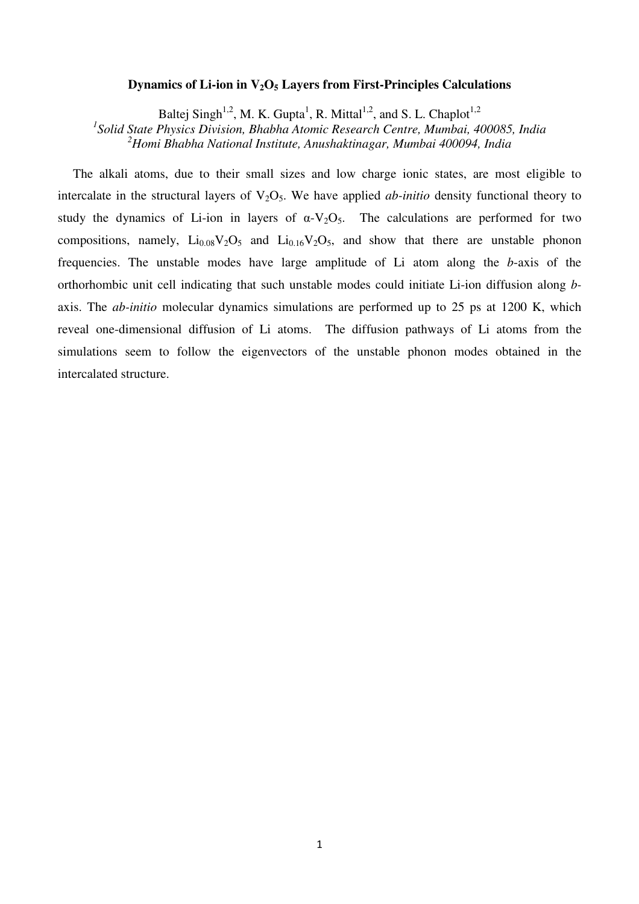# Dynamics of Li-ion in $V_2O_5$ Layers from First-Principles Calculations

Baltej Singh[1,2], M. K. Gupta[1], R. Mittal[1,2], and S. L. Chaplot[1,2]

[1]*Solid State Physics Division, Bhabha Atomic Research Centre, Mumbai, 400085, India*

[2]*Homi Bhabha National Institute, Anushaktinagar, Mumbai 400094, India*

The alkali atoms, due to their small sizes and low charge ionic states, are most eligible to intercalate in the structural layers of $V_2O_5$. We have applied *ab-initio* density functional theory to study the dynamics of Li-ion in layers of α-$V_2O_5$. The calculations are performed for two compositions, namely, $Li_{0.08}V_2O_5$ and $Li_{0.16}V_2O_5$, and show that there are unstable phonon frequencies. The unstable modes have large amplitude of Li atom along the *b*-axis of the orthorhombic unit cell indicating that such unstable modes could initiate Li-ion diffusion along *b*-axis. The *ab-initio* molecular dynamics simulations are performed up to 25 ps at 1200 K, which reveal one-dimensional diffusion of Li atoms. The diffusion pathways of Li atoms from the simulations seem to follow the eigenvectors of the unstable phonon modes obtained in the intercalated structure.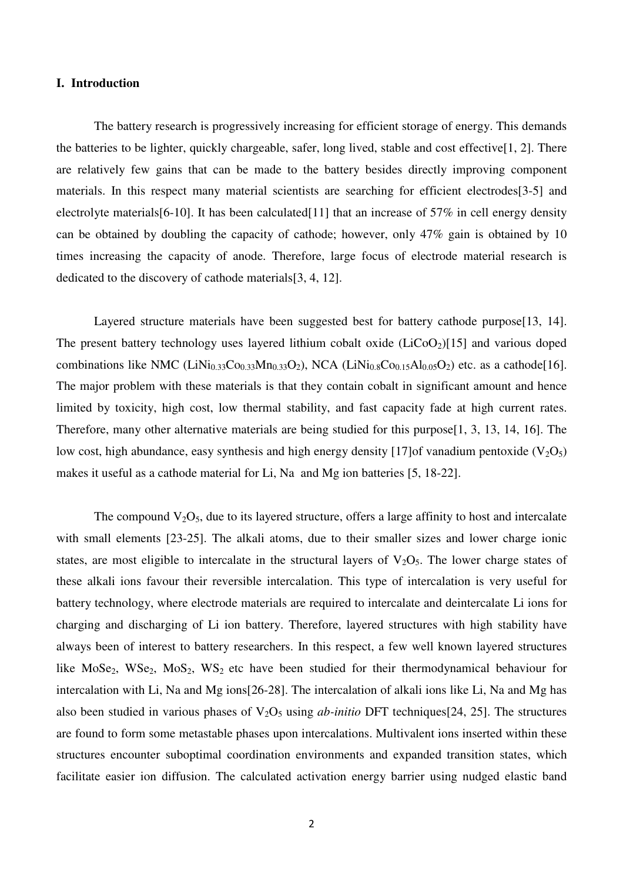## I. Introduction

The battery research is progressively increasing for efficient storage of energy. This demands the batteries to be lighter, quickly chargeable, safer, long lived, stable and cost effective[1, 2]. There are relatively few gains that can be made to the battery besides directly improving component materials. In this respect many material scientists are searching for efficient electrodes[3-5] and electrolyte materials[6-10]. It has been calculated[11] that an increase of 57% in cell energy density can be obtained by doubling the capacity of cathode; however, only 47% gain is obtained by 10 times increasing the capacity of anode. Therefore, large focus of electrode material research is dedicated to the discovery of cathode materials[3, 4, 12].

Layered structure materials have been suggested best for battery cathode purpose[13, 14]. The present battery technology uses layered lithium cobalt oxide ($LiCoO_2$)[15] and various doped combinations like NMC ($LiNi_{0.33}Co_{0.33}Mn_{0.33}O_2$), NCA ($LiNi_{0.8}Co_{0.15}Al_{0.05}O_2$) etc. as a cathode[16]. The major problem with these materials is that they contain cobalt in significant amount and hence limited by toxicity, high cost, low thermal stability, and fast capacity fade at high current rates. Therefore, many other alternative materials are being studied for this purpose[1, 3, 13, 14, 16]. The low cost, high abundance, easy synthesis and high energy density [17]of vanadium pentoxide ($V_2O_5$) makes it useful as a cathode material for Li, Na and Mg ion batteries [5, 18-22].

The compound $V_2O_5$, due to its layered structure, offers a large affinity to host and intercalate with small elements [23-25]. The alkali atoms, due to their smaller sizes and lower charge ionic states, are most eligible to intercalate in the structural layers of $V_2O_5$. The lower charge states of these alkali ions favour their reversible intercalation. This type of intercalation is very useful for battery technology, where electrode materials are required to intercalate and deintercalate Li ions for charging and discharging of Li ion battery. Therefore, layered structures with high stability have always been of interest to battery researchers. In this respect, a few well known layered structures like $MoSe_2$, $WSe_2$, $MoS_2$, $WS_2$ etc have been studied for their thermodynamical behaviour for intercalation with Li, Na and Mg ions[26-28]. The intercalation of alkali ions like Li, Na and Mg has also been studied in various phases of $V_2O_5$ using *ab-initio* DFT techniques[24, 25]. The structures are found to form some metastable phases upon intercalations. Multivalent ions inserted within these structures encounter suboptimal coordination environments and expanded transition states, which facilitate easier ion diffusion. The calculated activation energy barrier using nudged elastic band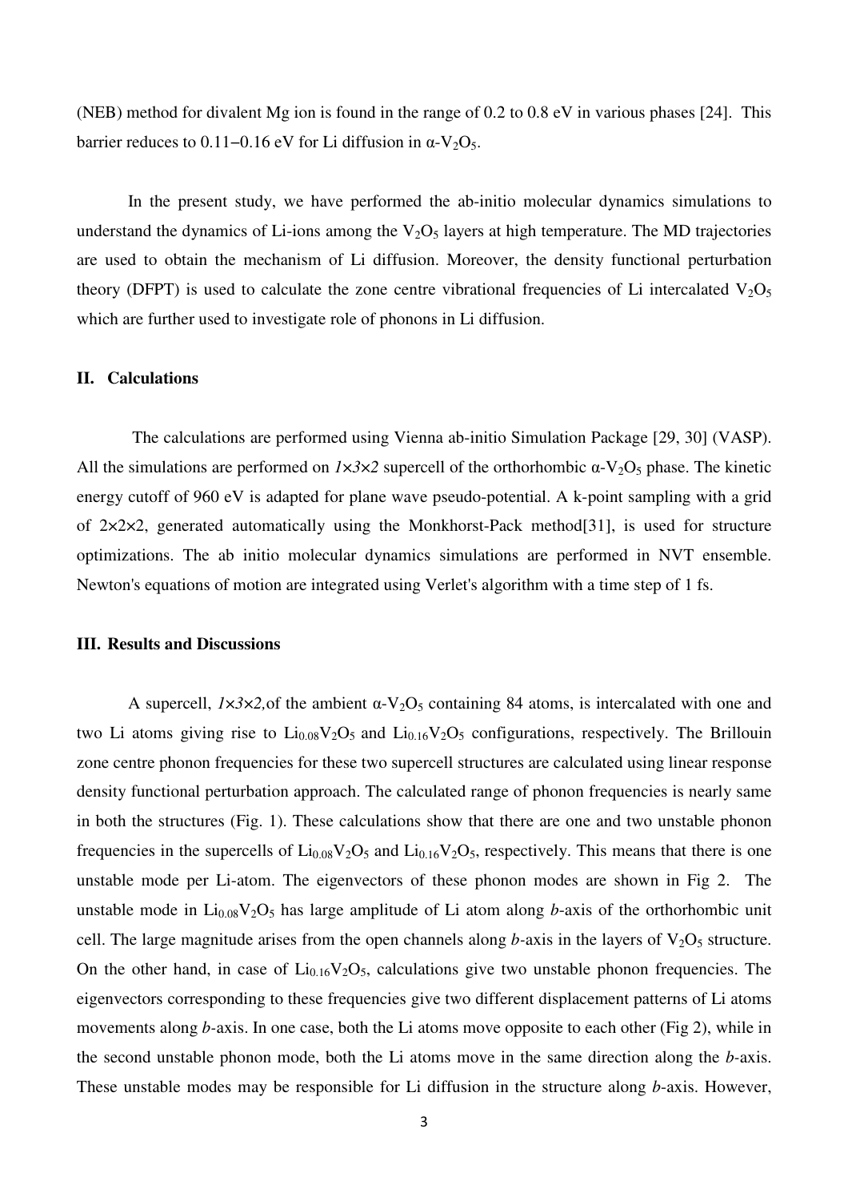(NEB) method for divalent Mg ion is found in the range of 0.2 to 0.8 eV in various phases [24]. This barrier reduces to 0.11‒0.16 eV for Li diffusion in α-$V_2O_5$.

In the present study, we have performed the ab-initio molecular dynamics simulations to understand the dynamics of Li-ions among the $V_2O_5$ layers at high temperature. The MD trajectories are used to obtain the mechanism of Li diffusion. Moreover, the density functional perturbation theory (DFPT) is used to calculate the zone centre vibrational frequencies of Li intercalated $V_2O_5$ which are further used to investigate role of phonons in Li diffusion.

## II. Calculations

The calculations are performed using Vienna ab-initio Simulation Package [29, 30] (VASP). All the simulations are performed on *1×3×2* supercell of the orthorhombic α-$V_2O_5$ phase. The kinetic energy cutoff of 960 eV is adapted for plane wave pseudo-potential. A k-point sampling with a grid of 2×2×2, generated automatically using the Monkhorst-Pack method[31], is used for structure optimizations. The ab initio molecular dynamics simulations are performed in NVT ensemble. Newton's equations of motion are integrated using Verlet's algorithm with a time step of 1 fs.

## III. Results and Discussions

A supercell, *1×3×2,*of the ambient α-$V_2O_5$ containing 84 atoms, is intercalated with one and two Li atoms giving rise to $Li_{0.08}V_2O_5$ and $Li_{0.16}V_2O_5$ configurations, respectively. The Brillouin zone centre phonon frequencies for these two supercell structures are calculated using linear response density functional perturbation approach. The calculated range of phonon frequencies is nearly same in both the structures (Fig. 1). These calculations show that there are one and two unstable phonon frequencies in the supercells of $Li_{0.08}V_2O_5$ and $Li_{0.16}V_2O_5$, respectively. This means that there is one unstable mode per Li-atom. The eigenvectors of these phonon modes are shown in Fig 2. The unstable mode in $Li_{0.08}V_2O_5$ has large amplitude of Li atom along *b*-axis of the orthorhombic unit cell. The large magnitude arises from the open channels along *b*-axis in the layers of $V_2O_5$ structure. On the other hand, in case of $Li_{0.16}V_2O_5$, calculations give two unstable phonon frequencies. The eigenvectors corresponding to these frequencies give two different displacement patterns of Li atoms movements along *b*-axis. In one case, both the Li atoms move opposite to each other (Fig 2), while in the second unstable phonon mode, both the Li atoms move in the same direction along the *b*-axis. These unstable modes may be responsible for Li diffusion in the structure along *b*-axis. However,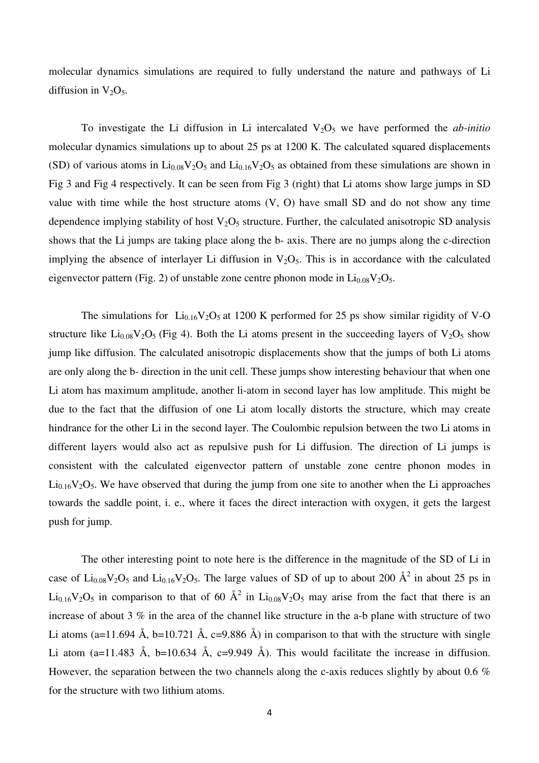molecular dynamics simulations are required to fully understand the nature and pathways of Li diffusion in $V_2O_5$.

To investigate the Li diffusion in Li intercalated $V_2O_5$ we have performed the *ab-initio* molecular dynamics simulations up to about 25 ps at 1200 K. The calculated squared displacements (SD) of various atoms in $Li_{0.08}V_2O_5$ and $Li_{0.16}V_2O_5$ as obtained from these simulations are shown in Fig 3 and Fig 4 respectively. It can be seen from Fig 3 (right) that Li atoms show large jumps in SD value with time while the host structure atoms (V, O) have small SD and do not show any time dependence implying stability of host $V_2O_5$ structure. Further, the calculated anisotropic SD analysis shows that the Li jumps are taking place along the b- axis. There are no jumps along the c-direction implying the absence of interlayer Li diffusion in $V_2O_5$. This is in accordance with the calculated eigenvector pattern (Fig. 2) of unstable zone centre phonon mode in $Li_{0.08}V_2O_5$.

The simulations for $Li_{0.16}V_2O_5$ at 1200 K performed for 25 ps show similar rigidity of V-O structure like $Li_{0.08}V_2O_5$ (Fig 4). Both the Li atoms present in the succeeding layers of $V_2O_5$ show jump like diffusion. The calculated anisotropic displacements show that the jumps of both Li atoms are only along the b- direction in the unit cell. These jumps show interesting behaviour that when one Li atom has maximum amplitude, another li-atom in second layer has low amplitude. This might be due to the fact that the diffusion of one Li atom locally distorts the structure, which may create hindrance for the other Li in the second layer. The Coulombic repulsion between the two Li atoms in different layers would also act as repulsive push for Li diffusion. The direction of Li jumps is consistent with the calculated eigenvector pattern of unstable zone centre phonon modes in $Li_{0.16}V_2O_5$. We have observed that during the jump from one site to another when the Li approaches towards the saddle point, i. e., where it faces the direct interaction with oxygen, it gets the largest push for jump.

The other interesting point to note here is the difference in the magnitude of the SD of Li in case of $Li_{0.08}V_2O_5$ and $Li_{0.16}V_2O_5$. The large values of SD of up to about 200 $Å^2$ in about 25 ps in $Li_{0.16}V_2O_5$ in comparison to that of 60 $Å^2$ in $Li_{0.08}V_2O_5$ may arise from the fact that there is an increase of about 3 % in the area of the channel like structure in the a-b plane with structure of two Li atoms (a=11.694 Å, b=10.721 Å, c=9.886 Å) in comparison to that with the structure with single Li atom (a=11.483 Å, b=10.634 Å, c=9.949 Å). This would facilitate the increase in diffusion. However, the separation between the two channels along the c-axis reduces slightly by about 0.6 % for the structure with two lithium atoms.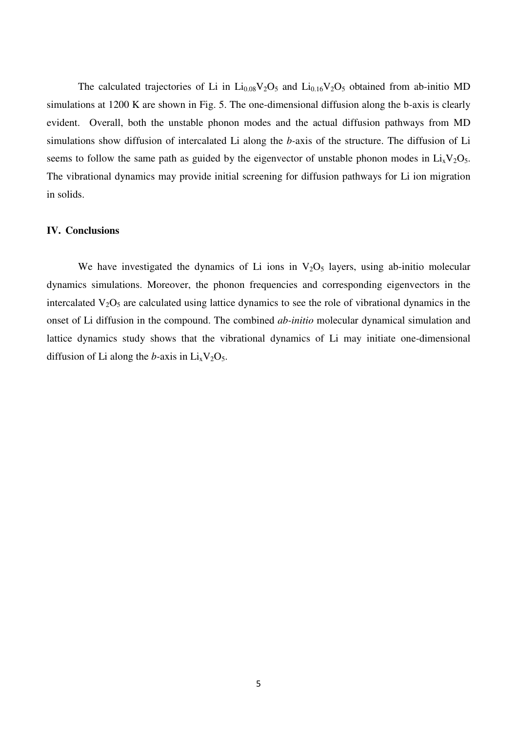The calculated trajectories of Li in $Li_{0.08}V_2O_5$ and $Li_{0.16}V_2O_5$ obtained from ab-initio MD simulations at 1200 K are shown in Fig. 5. The one-dimensional diffusion along the b-axis is clearly evident. Overall, both the unstable phonon modes and the actual diffusion pathways from MD simulations show diffusion of intercalated Li along the *b*-axis of the structure. The diffusion of Li seems to follow the same path as guided by the eigenvector of unstable phonon modes in $Li_xV_2O_5$. The vibrational dynamics may provide initial screening for diffusion pathways for Li ion migration in solids.

## IV. Conclusions

We have investigated the dynamics of Li ions in $V_2O_5$ layers, using ab-initio molecular dynamics simulations. Moreover, the phonon frequencies and corresponding eigenvectors in the intercalated $V_2O_5$ are calculated using lattice dynamics to see the role of vibrational dynamics in the onset of Li diffusion in the compound. The combined *ab-initio* molecular dynamical simulation and lattice dynamics study shows that the vibrational dynamics of Li may initiate one-dimensional diffusion of Li along the *b*-axis in $Li_xV_2O_5$.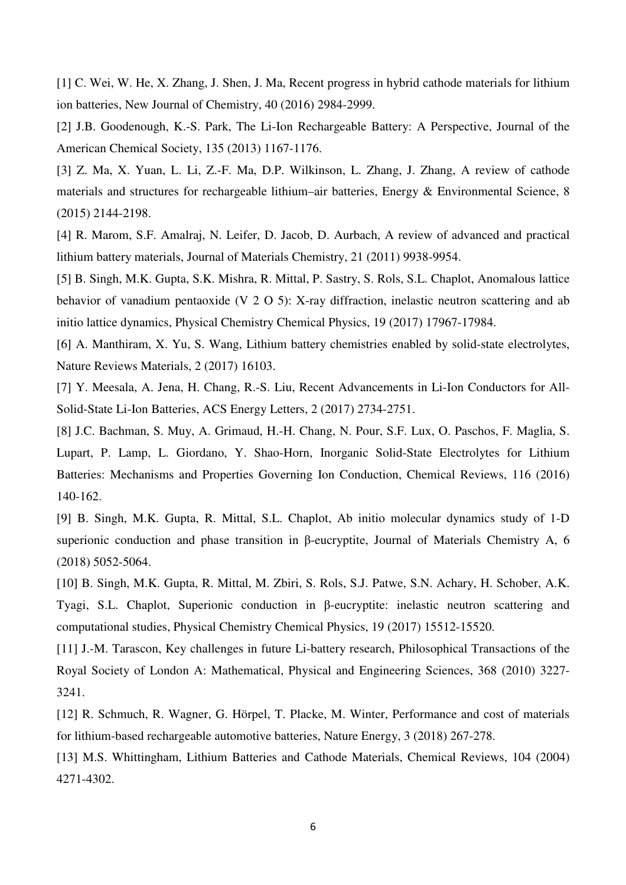[1] C. Wei, W. He, X. Zhang, J. Shen, J. Ma, Recent progress in hybrid cathode materials for lithium ion batteries, New Journal of Chemistry, 40 (2016) 2984-2999.

[2] J.B. Goodenough, K.-S. Park, The Li-Ion Rechargeable Battery: A Perspective, Journal of the American Chemical Society, 135 (2013) 1167-1176.

[3] Z. Ma, X. Yuan, L. Li, Z.-F. Ma, D.P. Wilkinson, L. Zhang, J. Zhang, A review of cathode materials and structures for rechargeable lithium–air batteries, Energy & Environmental Science, 8 (2015) 2144-2198.

[4] R. Marom, S.F. Amalraj, N. Leifer, D. Jacob, D. Aurbach, A review of advanced and practical lithium battery materials, Journal of Materials Chemistry, 21 (2011) 9938-9954.

[5] B. Singh, M.K. Gupta, S.K. Mishra, R. Mittal, P. Sastry, S. Rols, S.L. Chaplot, Anomalous lattice behavior of vanadium pentaoxide (V 2 O 5): X-ray diffraction, inelastic neutron scattering and ab initio lattice dynamics, Physical Chemistry Chemical Physics, 19 (2017) 17967-17984.

[6] A. Manthiram, X. Yu, S. Wang, Lithium battery chemistries enabled by solid-state electrolytes, Nature Reviews Materials, 2 (2017) 16103.

[7] Y. Meesala, A. Jena, H. Chang, R.-S. Liu, Recent Advancements in Li-Ion Conductors for All-Solid-State Li-Ion Batteries, ACS Energy Letters, 2 (2017) 2734-2751.

[8] J.C. Bachman, S. Muy, A. Grimaud, H.-H. Chang, N. Pour, S.F. Lux, O. Paschos, F. Maglia, S. Lupart, P. Lamp, L. Giordano, Y. Shao-Horn, Inorganic Solid-State Electrolytes for Lithium Batteries: Mechanisms and Properties Governing Ion Conduction, Chemical Reviews, 116 (2016) 140-162.

[9] B. Singh, M.K. Gupta, R. Mittal, S.L. Chaplot, Ab initio molecular dynamics study of 1-D superionic conduction and phase transition in β-eucryptite, Journal of Materials Chemistry A, 6 (2018) 5052-5064.

[10] B. Singh, M.K. Gupta, R. Mittal, M. Zbiri, S. Rols, S.J. Patwe, S.N. Achary, H. Schober, A.K. Tyagi, S.L. Chaplot, Superionic conduction in β-eucryptite: inelastic neutron scattering and computational studies, Physical Chemistry Chemical Physics, 19 (2017) 15512-15520.

[11] J.-M. Tarascon, Key challenges in future Li-battery research, Philosophical Transactions of the Royal Society of London A: Mathematical, Physical and Engineering Sciences, 368 (2010) 3227-3241.

[12] R. Schmuch, R. Wagner, G. Hörpel, T. Placke, M. Winter, Performance and cost of materials for lithium-based rechargeable automotive batteries, Nature Energy, 3 (2018) 267-278.

[13] M.S. Whittingham, Lithium Batteries and Cathode Materials, Chemical Reviews, 104 (2004) 4271-4302.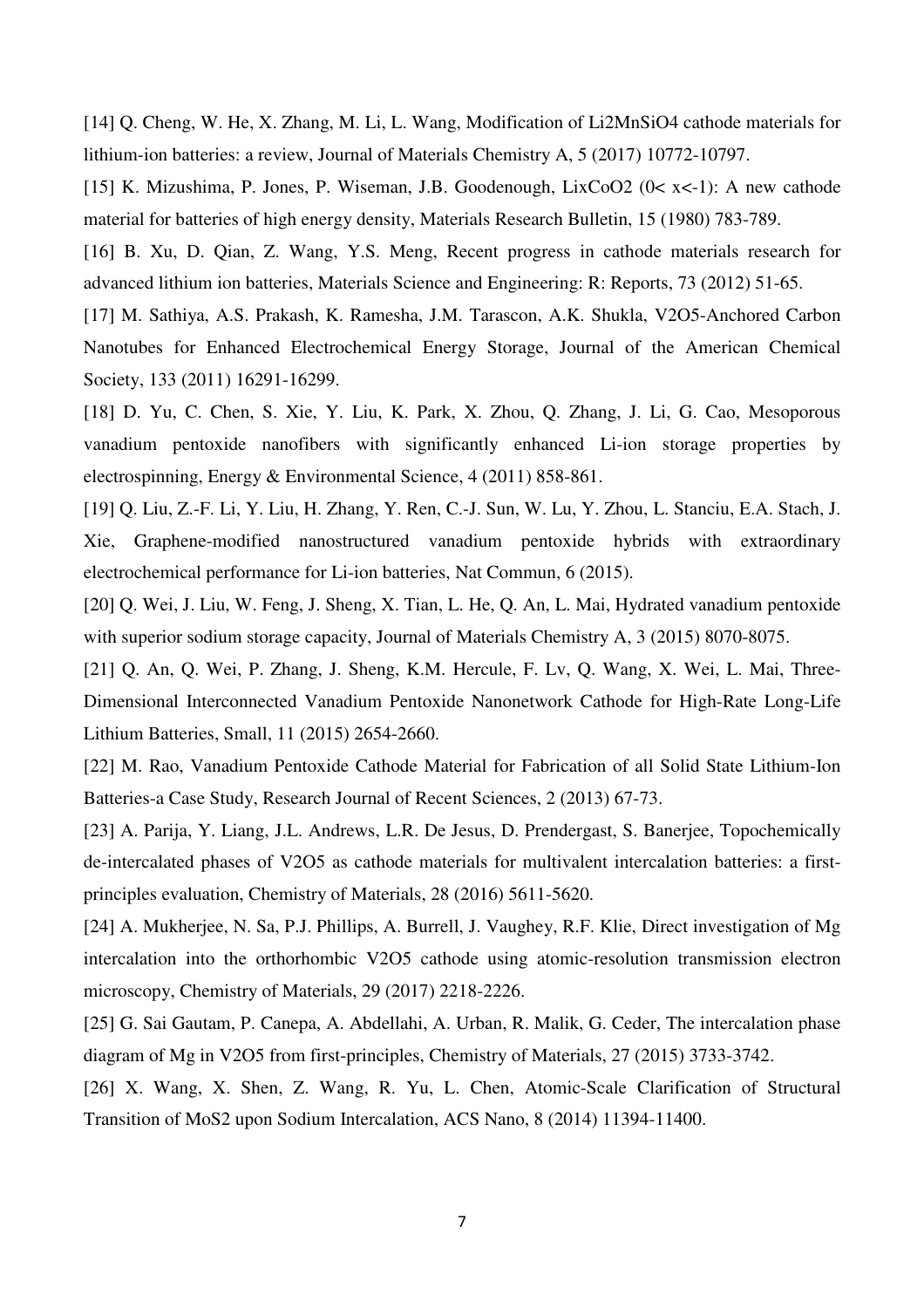[14] Q. Cheng, W. He, X. Zhang, M. Li, L. Wang, Modification of $Li_2MnSiO_4$ cathode materials for lithium-ion batteries: a review, Journal of Materials Chemistry A, 5 (2017) 10772-10797.

[15] K. Mizushima, P. Jones, P. Wiseman, J.B. Goodenough, $Li_xCoO_2$ (0< x<-1): A new cathode material for batteries of high energy density, Materials Research Bulletin, 15 (1980) 783-789.

[16] B. Xu, D. Qian, Z. Wang, Y.S. Meng, Recent progress in cathode materials research for advanced lithium ion batteries, Materials Science and Engineering: R: Reports, 73 (2012) 51-65.

[17] M. Sathiya, A.S. Prakash, K. Ramesha, J.M. Tarascon, A.K. Shukla, $V_2O_5$-Anchored Carbon Nanotubes for Enhanced Electrochemical Energy Storage, Journal of the American Chemical Society, 133 (2011) 16291-16299.

[18] D. Yu, C. Chen, S. Xie, Y. Liu, K. Park, X. Zhou, Q. Zhang, J. Li, G. Cao, Mesoporous vanadium pentoxide nanofibers with significantly enhanced Li-ion storage properties by electrospinning, Energy & Environmental Science, 4 (2011) 858-861.

[19] Q. Liu, Z.-F. Li, Y. Liu, H. Zhang, Y. Ren, C.-J. Sun, W. Lu, Y. Zhou, L. Stanciu, E.A. Stach, J. Xie, Graphene-modified nanostructured vanadium pentoxide hybrids with extraordinary electrochemical performance for Li-ion batteries, Nat Commun, 6 (2015).

[20] Q. Wei, J. Liu, W. Feng, J. Sheng, X. Tian, L. He, Q. An, L. Mai, Hydrated vanadium pentoxide with superior sodium storage capacity, Journal of Materials Chemistry A, 3 (2015) 8070-8075.

[21] Q. An, Q. Wei, P. Zhang, J. Sheng, K.M. Hercule, F. Lv, Q. Wang, X. Wei, L. Mai, Three-Dimensional Interconnected Vanadium Pentoxide Nanonetwork Cathode for High-Rate Long-Life Lithium Batteries, Small, 11 (2015) 2654-2660.

[22] M. Rao, Vanadium Pentoxide Cathode Material for Fabrication of all Solid State Lithium-Ion Batteries-a Case Study, Research Journal of Recent Sciences, 2 (2013) 67-73.

[23] A. Parija, Y. Liang, J.L. Andrews, L.R. De Jesus, D. Prendergast, S. Banerjee, Topochemically de-intercalated phases of $V_2O_5$ as cathode materials for multivalent intercalation batteries: a first-principles evaluation, Chemistry of Materials, 28 (2016) 5611-5620.

[24] A. Mukherjee, N. Sa, P.J. Phillips, A. Burrell, J. Vaughey, R.F. Klie, Direct investigation of Mg intercalation into the orthorhombic $V_2O_5$ cathode using atomic-resolution transmission electron microscopy, Chemistry of Materials, 29 (2017) 2218-2226.

[25] G. Sai Gautam, P. Canepa, A. Abdellahi, A. Urban, R. Malik, G. Ceder, The intercalation phase diagram of Mg in $V_2O_5$ from first-principles, Chemistry of Materials, 27 (2015) 3733-3742.

[26] X. Wang, X. Shen, Z. Wang, R. Yu, L. Chen, Atomic-Scale Clarification of Structural Transition of $MoS_2$ upon Sodium Intercalation, ACS Nano, 8 (2014) 11394-11400.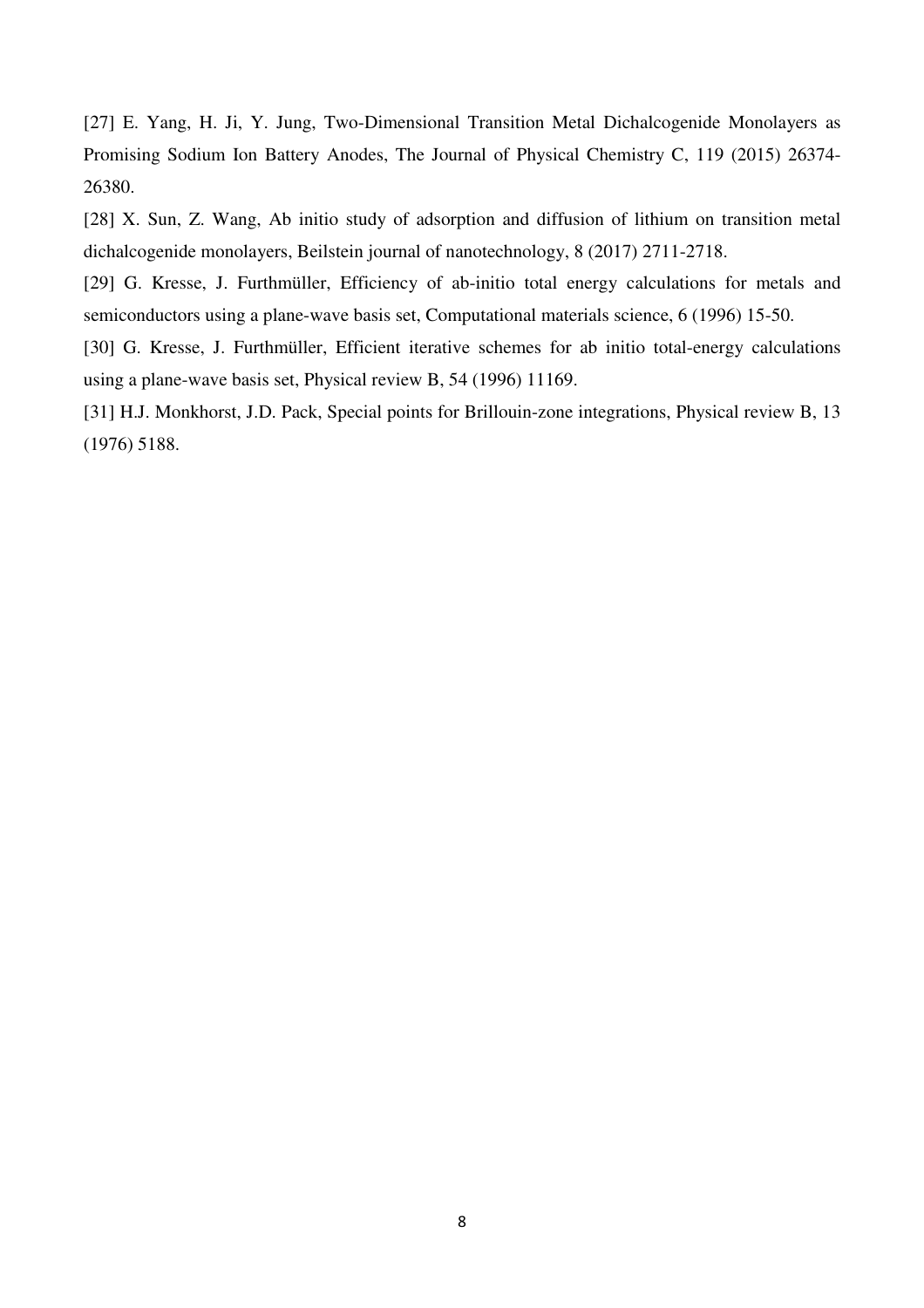[27] E. Yang, H. Ji, Y. Jung, Two-Dimensional Transition Metal Dichalcogenide Monolayers as Promising Sodium Ion Battery Anodes, The Journal of Physical Chemistry C, 119 (2015) 26374-26380.

[28] X. Sun, Z. Wang, Ab initio study of adsorption and diffusion of lithium on transition metal dichalcogenide monolayers, Beilstein journal of nanotechnology, 8 (2017) 2711-2718.

[29] G. Kresse, J. Furthmüller, Efficiency of ab-initio total energy calculations for metals and semiconductors using a plane-wave basis set, Computational materials science, 6 (1996) 15-50.

[30] G. Kresse, J. Furthmüller, Efficient iterative schemes for ab initio total-energy calculations using a plane-wave basis set, Physical review B, 54 (1996) 11169.

[31] H.J. Monkhorst, J.D. Pack, Special points for Brillouin-zone integrations, Physical review B, 13 (1976) 5188.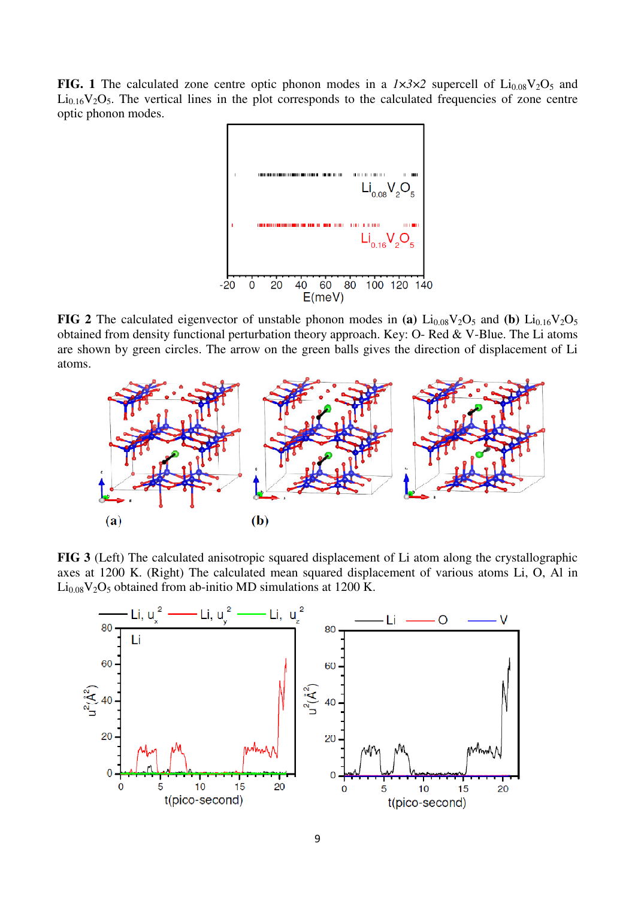**FIG. 1** The calculated zone centre optic phonon modes in a *1×3×2* supercell of $Li_{0.08}V_2O_5$ and $Li_{0.16}V_2O_5$. The vertical lines in the plot corresponds to the calculated frequencies of zone centre optic phonon modes.

**FIG 2** The calculated eigenvector of unstable phonon modes in **(a)** $Li_{0.08}V_2O_5$ and **(b)** $Li_{0.16}V_2O_5$ obtained from density functional perturbation theory approach. Key: O- Red & V-Blue. The Li atoms are shown by green circles. The arrow on the green balls gives the direction of displacement of Li atoms.

**FIG 3** (Left) The calculated anisotropic squared displacement of Li atom along the crystallographic axes at 1200 K. (Right) The calculated mean squared displacement of various atoms Li, O, Al in $Li_{0.08}V_2O_5$ obtained from ab-initio MD simulations at 1200 K.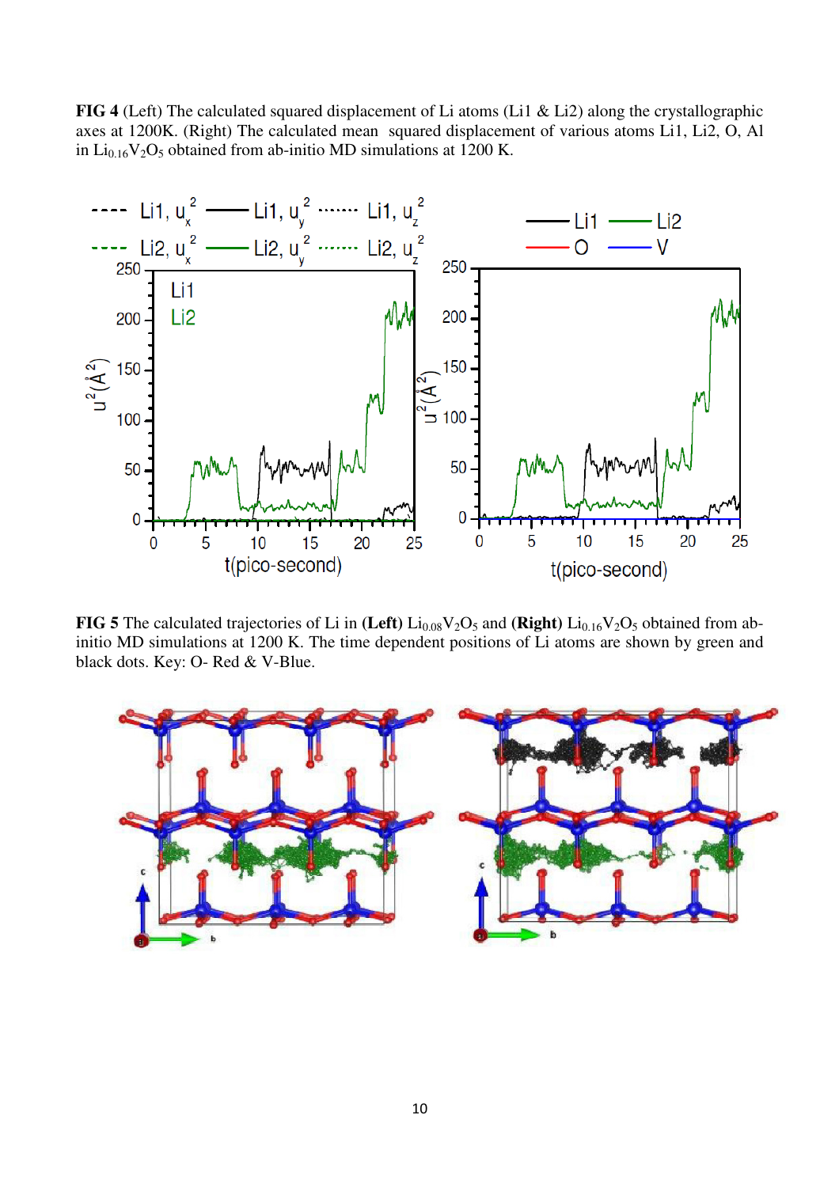**FIG 4** (Left) The calculated squared displacement of Li atoms (Li1 & Li2) along the crystallographic axes at 1200K. (Right) The calculated mean squared displacement of various atoms Li1, Li2, O, Al in $Li_{0.16}V_2O_5$ obtained from ab-initio MD simulations at 1200 K.

Li1, $u_x^2$ Li1, $u_y^2$ Li1, $u_z^2$

Li2, $u_x^2$ Li2, $u_y^2$ Li2, $u_z^2$

Li1

Li2

$u^2$(Å$^2$)

250
200
150
100
50
0

0 5 10 15 20 25

t(pico-second)

Li1 Li2

O V

$u^2$(Å$^2$)

250
200
150
100
50
0

0 5 10 15 20 25

t(pico-second)

**FIG 5** The calculated trajectories of Li in **(Left)** $Li_{0.08}V_2O_5$ and **(Right)** $Li_{0.16}V_2O_5$ obtained from ab-initio MD simulations at 1200 K. The time dependent positions of Li atoms are shown by green and black dots. Key: O- Red & V-Blue.

c

b

c

b